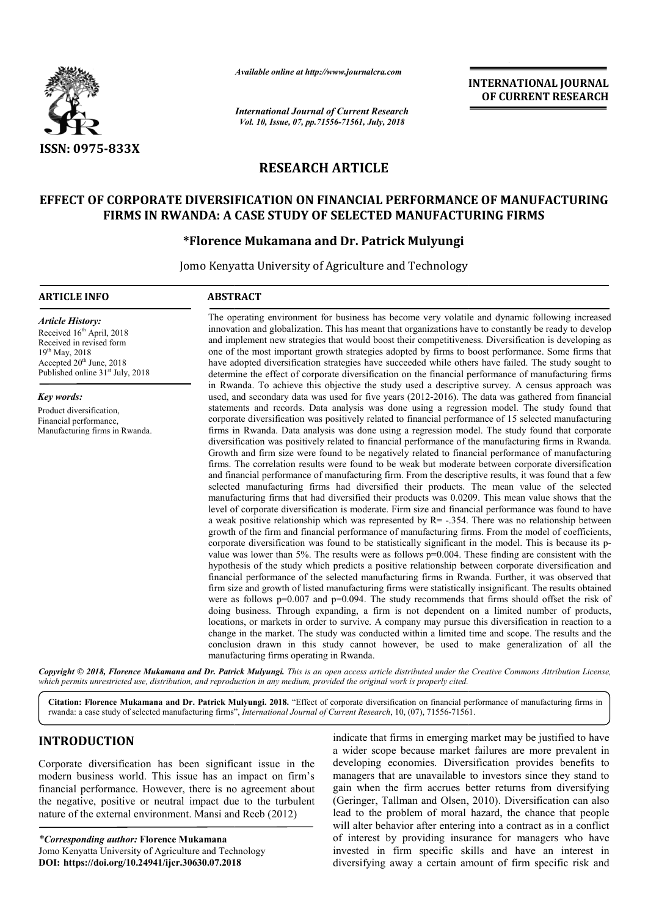*Available online at http://www.journalcra.com*

*International Journal of Current Research*
*Vol. 10, Issue, 07, pp.71556-71561, July, 2018*

**INTERNATIONAL JOURNAL OF CURRENT RESEARCH**

ISSN: 0975-833X

# RESEARCH ARTICLE

# EFFECT OF CORPORATE DIVERSIFICATION ON FINANCIAL PERFORMANCE OF MANUFACTURING FIRMS IN RWANDA: A CASE STUDY OF SELECTED MANUFACTURING FIRMS

**\*Florence Mukamana and Dr. Patrick Mulyungi**

Jomo Kenyatta University of Agriculture and Technology

## ARTICLE INFO

*Article History:*
Received 16th April, 2018
Received in revised form 19th May, 2018
Accepted 20th June, 2018
Published online 31st July, 2018

*Key words:*
Product diversification,
Financial performance,
Manufacturing firms in Rwanda.

## ABSTRACT

The operating environment for business has become very volatile and dynamic following increased innovation and globalization. This has meant that organizations have to constantly be ready to develop and implement new strategies that would boost their competitiveness. Diversification is developing as one of the most important growth strategies adopted by firms to boost performance. Some firms that have adopted diversification strategies have succeeded while others have failed. The study sought to determine the effect of corporate diversification on the financial performance of manufacturing firms in Rwanda. To achieve this objective the study used a descriptive survey. A census approach was used, and secondary data was used for five years (2012-2016). The data was gathered from financial statements and records. Data analysis was done using a regression model. The study found that corporate diversification was positively related to financial performance of 15 selected manufacturing firms in Rwanda. Data analysis was done using a regression model. The study found that corporate diversification was positively related to financial performance of the manufacturing firms in Rwanda. Growth and firm size were found to be negatively related to financial performance of manufacturing firms. The correlation results were found to be weak but moderate between corporate diversification and financial performance of manufacturing firm. From the descriptive results, it was found that a few selected manufacturing firms had diversified their products. The mean value of the selected manufacturing firms that had diversified their products was 0.0209. This mean value shows that the level of corporate diversification is moderate. Firm size and financial performance was found to have a weak positive relationship which was represented by R= -.354. There was no relationship between growth of the firm and financial performance of manufacturing firms. From the model of coefficients, corporate diversification was found to be statistically significant in the model. This is because its p-value was lower than 5%. The results were as follows p=0.004. These finding are consistent with the hypothesis of the study which predicts a positive relationship between corporate diversification and financial performance of the selected manufacturing firms in Rwanda. Further, it was observed that firm size and growth of listed manufacturing firms were statistically insignificant. The results obtained were as follows p=0.007 and p=0.094. The study recommends that firms should offset the risk of doing business. Through expanding, a firm is not dependent on a limited number of products, locations, or markets in order to survive. A company may pursue this diversification in reaction to a change in the market. The study was conducted within a limited time and scope. The results and the conclusion drawn in this study cannot however, be used to make generalization of all the manufacturing firms operating in Rwanda.

*Copyright © 2018, Florence Mukamana and Dr. Patrick Mulyungi. This is an open access article distributed under the Creative Commons Attribution License, which permits unrestricted use, distribution, and reproduction in any medium, provided the original work is properly cited.*

**Citation: Florence Mukamana and Dr. Patrick Mulyungi. 2018.** "Effect of corporate diversification on financial performance of manufacturing firms in rwanda: a case study of selected manufacturing firms", *International Journal of Current Research*, 10, (07), 71556-71561.

## INTRODUCTION

Corporate diversification has been significant issue in the modern business world. This issue has an impact on firm's financial performance. However, there is no agreement about the negative, positive or neutral impact due to the turbulent nature of the external environment. Mansi and Reeb (2012) indicate that firms in emerging market may be justified to have a wider scope because market failures are more prevalent in developing economies. Diversification provides benefits to managers that are unavailable to investors since they stand to gain when the firm accrues better returns from diversifying (Geringer, Tallman and Olsen, 2010). Diversification can also lead to the problem of moral hazard, the chance that people will alter behavior after entering into a contract as in a conflict of interest by providing insurance for managers who have invested in firm specific skills and have an interest in diversifying away a certain amount of firm specific risk and

*\*Corresponding author:* **Florence Mukamana**
Jomo Kenyatta University of Agriculture and Technology
**DOI: https://doi.org/10.24941/ijcr.30630.07.2018**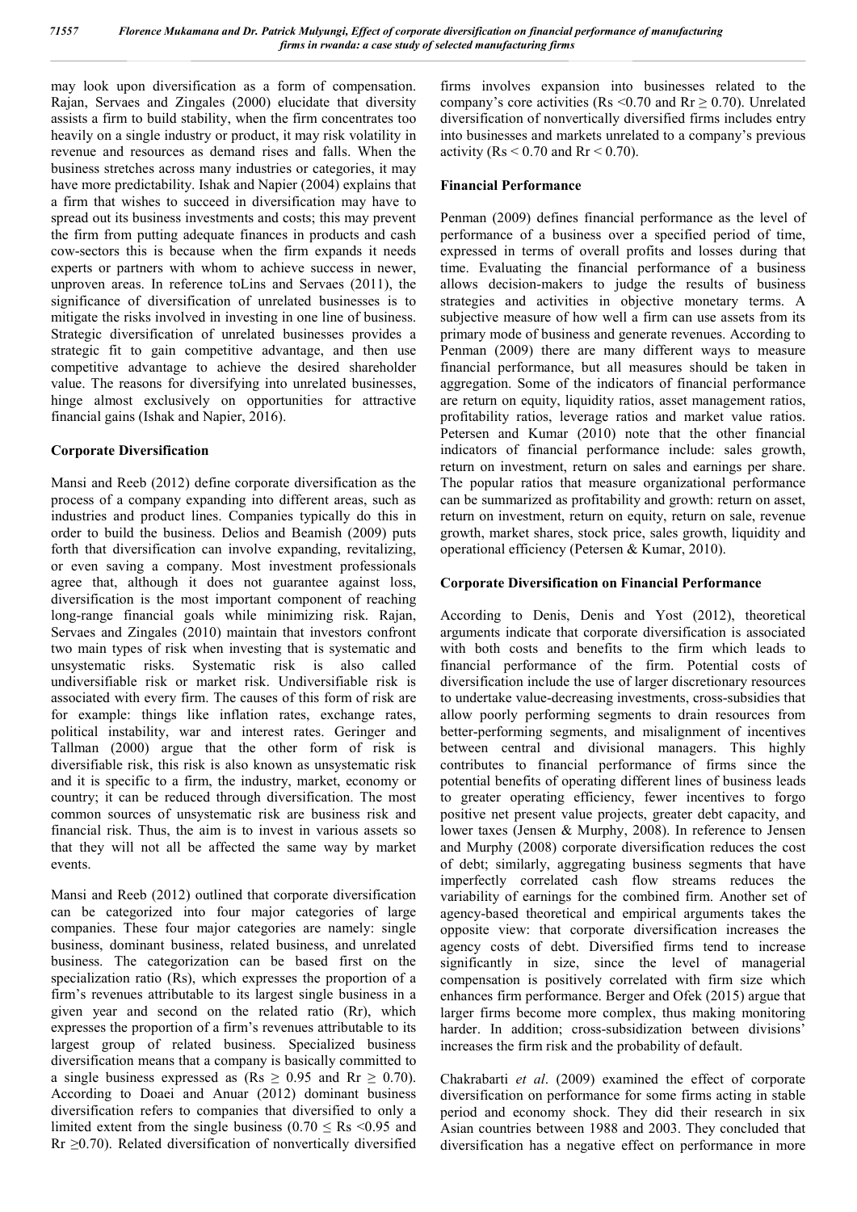may look upon diversification as a form of compensation. Rajan, Servaes and Zingales (2000) elucidate that diversity assists a firm to build stability, when the firm concentrates too heavily on a single industry or product, it may risk volatility in revenue and resources as demand rises and falls. When the business stretches across many industries or categories, it may have more predictability. Ishak and Napier (2004) explains that a firm that wishes to succeed in diversification may have to spread out its business investments and costs; this may prevent the firm from putting adequate finances in products and cash cow-sectors this is because when the firm expands it needs experts or partners with whom to achieve success in newer, unproven areas. In reference toLins and Servaes (2011), the significance of diversification of unrelated businesses is to mitigate the risks involved in investing in one line of business. Strategic diversification of unrelated businesses provides a strategic fit to gain competitive advantage, and then use competitive advantage to achieve the desired shareholder value. The reasons for diversifying into unrelated businesses, hinge almost exclusively on opportunities for attractive financial gains (Ishak and Napier, 2016).

## Corporate Diversification

Mansi and Reeb (2012) define corporate diversification as the process of a company expanding into different areas, such as industries and product lines. Companies typically do this in order to build the business. Delios and Beamish (2009) puts forth that diversification can involve expanding, revitalizing, or even saving a company. Most investment professionals agree that, although it does not guarantee against loss, diversification is the most important component of reaching long-range financial goals while minimizing risk. Rajan, Servaes and Zingales (2010) maintain that investors confront two main types of risk when investing that is systematic and unsystematic risks. Systematic risk is also called undiversifiable risk or market risk. Undiversifiable risk is associated with every firm. The causes of this form of risk are for example: things like inflation rates, exchange rates, political instability, war and interest rates. Geringer and Tallman (2000) argue that the other form of risk is diversifiable risk, this risk is also known as unsystematic risk and it is specific to a firm, the industry, market, economy or country; it can be reduced through diversification. The most common sources of unsystematic risk are business risk and financial risk. Thus, the aim is to invest in various assets so that they will not all be affected the same way by market events.

Mansi and Reeb (2012) outlined that corporate diversification can be categorized into four major categories of large companies. These four major categories are namely: single business, dominant business, related business, and unrelated business. The categorization can be based first on the specialization ratio (Rs), which expresses the proportion of a firm's revenues attributable to its largest single business in a given year and second on the related ratio (Rr), which expresses the proportion of a firm's revenues attributable to its largest group of related business. Specialized business diversification means that a company is basically committed to a single business expressed as ($Rs \geq 0.95$ and $Rr \geq 0.70$). According to Doaei and Anuar (2012) dominant business diversification refers to companies that diversified to only a limited extent from the single business ($0.70 \leq Rs < 0.95$ and $Rr \geq 0.70$). Related diversification of nonvertically diversified firms involves expansion into businesses related to the company's core activities ($Rs < 0.70$ and $Rr \geq 0.70$). Unrelated diversification of nonvertically diversified firms includes entry into businesses and markets unrelated to a company's previous activity ($Rs < 0.70$ and $Rr < 0.70$).

## Financial Performance

Penman (2009) defines financial performance as the level of performance of a business over a specified period of time, expressed in terms of overall profits and losses during that time. Evaluating the financial performance of a business allows decision-makers to judge the results of business strategies and activities in objective monetary terms. A subjective measure of how well a firm can use assets from its primary mode of business and generate revenues. According to Penman (2009) there are many different ways to measure financial performance, but all measures should be taken in aggregation. Some of the indicators of financial performance are return on equity, liquidity ratios, asset management ratios, profitability ratios, leverage ratios and market value ratios. Petersen and Kumar (2010) note that the other financial indicators of financial performance include: sales growth, return on investment, return on sales and earnings per share. The popular ratios that measure organizational performance can be summarized as profitability and growth: return on asset, return on investment, return on equity, return on sale, revenue growth, market shares, stock price, sales growth, liquidity and operational efficiency (Petersen & Kumar, 2010).

## Corporate Diversification on Financial Performance

According to Denis, Denis and Yost (2012), theoretical arguments indicate that corporate diversification is associated with both costs and benefits to the firm which leads to financial performance of the firm. Potential costs of diversification include the use of larger discretionary resources to undertake value-decreasing investments, cross-subsidies that allow poorly performing segments to drain resources from better-performing segments, and misalignment of incentives between central and divisional managers. This highly contributes to financial performance of firms since the potential benefits of operating different lines of business leads to greater operating efficiency, fewer incentives to forgo positive net present value projects, greater debt capacity, and lower taxes (Jensen & Murphy, 2008). In reference to Jensen and Murphy (2008) corporate diversification reduces the cost of debt; similarly, aggregating business segments that have imperfectly correlated cash flow streams reduces the variability of earnings for the combined firm. Another set of agency-based theoretical and empirical arguments takes the opposite view: that corporate diversification increases the agency costs of debt. Diversified firms tend to increase significantly in size, since the level of managerial compensation is positively correlated with firm size which enhances firm performance. Berger and Ofek (2015) argue that larger firms become more complex, thus making monitoring harder. In addition; cross-subsidization between divisions' increases the firm risk and the probability of default.

Chakrabarti *et al*. (2009) examined the effect of corporate diversification on performance for some firms acting in stable period and economy shock. They did their research in six Asian countries between 1988 and 2003. They concluded that diversification has a negative effect on performance in more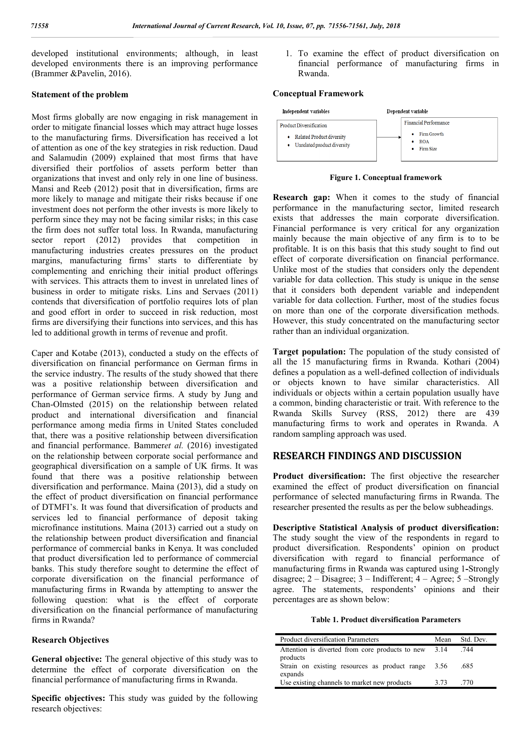developed institutional environments; although, in least developed environments there is an improving performance (Brammer &Pavelin, 2016).

### Statement of the problem

Most firms globally are now engaging in risk management in order to mitigate financial losses which may attract huge losses to the manufacturing firms. Diversification has received a lot of attention as one of the key strategies in risk reduction. Daud and Salamudin (2009) explained that most firms that have diversified their portfolios of assets perform better than organizations that invest and only rely in one line of business. Mansi and Reeb (2012) posit that in diversification, firms are more likely to manage and mitigate their risks because if one investment does not perform the other invests is more likely to perform since they may not be facing similar risks; in this case the firm does not suffer total loss. In Rwanda, manufacturing sector report (2012) provides that competition in manufacturing industries creates pressures on the product margins, manufacturing firms' starts to differentiate by complementing and enriching their initial product offerings with services. This attracts them to invest in unrelated lines of business in order to mitigate risks. Lins and Servaes (2011) contends that diversification of portfolio requires lots of plan and good effort in order to succeed in risk reduction, most firms are diversifying their functions into services, and this has led to additional growth in terms of revenue and profit.

Caper and Kotabe (2013), conducted a study on the effects of diversification on financial performance on German firms in the service industry. The results of the study showed that there was a positive relationship between diversification and performance of German service firms. A study by Jung and Chan-Olmsted (2015) on the relationship between related product and international diversification and financial performance among media firms in United States concluded that, there was a positive relationship between diversification and financial performance. Bammer*et al.* (2016) investigated on the relationship between corporate social performance and geographical diversification on a sample of UK firms. It was found that there was a positive relationship between diversification and performance. Maina (2013), did a study on the effect of product diversification on financial performance of DTMFI's. It was found that diversification of products and services led to financial performance of deposit taking microfinance institutions. Maina (2013) carried out a study on the relationship between product diversification and financial performance of commercial banks in Kenya. It was concluded that product diversification led to performance of commercial banks. This study therefore sought to determine the effect of corporate diversification on the financial performance of manufacturing firms in Rwanda by attempting to answer the following question: what is the effect of corporate diversification on the financial performance of manufacturing firms in Rwanda?

### Research Objectives

**General objective:** The general objective of this study was to determine the effect of corporate diversification on the financial performance of manufacturing firms in Rwanda.

**Specific objectives:** This study was guided by the following research objectives:

1. To examine the effect of product diversification on financial performance of manufacturing firms in Rwanda.

### Conceptual Framework

| Independent variables | | Dependent variable |
|---|---|---|
| Product Diversification<br>• Related Product diversity<br>• Unrelated product diversity | → | Financial Performance<br>• Firm Growth<br>• ROA<br>• Firm Size |

**Figure 1. Conceptual framework**

**Research gap:** When it comes to the study of financial performance in the manufacturing sector, limited research exists that addresses the main corporate diversification. Financial performance is very critical for any organization mainly because the main objective of any firm is to to be profitable. It is on this basis that this study sought to find out effect of corporate diversification on financial performance. Unlike most of the studies that considers only the dependent variable for data collection. This study is unique in the sense that it considers both dependent variable and independent variable for data collection. Further, most of the studies focus on more than one of the corporate diversification methods. However, this study concentrated on the manufacturing sector rather than an individual organization.

**Target population:** The population of the study consisted of all the 15 manufacturing firms in Rwanda. Kothari (2004) defines a population as a well-defined collection of individuals or objects known to have similar characteristics. All individuals or objects within a certain population usually have a common, binding characteristic or trait. With reference to the Rwanda Skills Survey (RSS, 2012) there are 439 manufacturing firms to work and operates in Rwanda. A random sampling approach was used.

## RESEARCH FINDINGS AND DISCUSSION

**Product diversification:** The first objective the researcher examined the effect of product diversification on financial performance of selected manufacturing firms in Rwanda. The researcher presented the results as per the below subheadings.

**Descriptive Statistical Analysis of product diversification:** The study sought the view of the respondents in regard to product diversification. Respondents' opinion on product diversification with regard to financial performance of manufacturing firms in Rwanda was captured using 1-Strongly disagree; 2 – Disagree; 3 – Indifferent; 4 – Agree; 5 –Strongly agree. The statements, respondents' opinions and their percentages are as shown below:

**Table 1. Product diversification Parameters**

| Product diversification Parameters | Mean | Std. Dev. |
|---|---|---|
| Attention is diverted from core products to new products | 3.14 | .744 |
| Strain on existing resources as product range expands | 3.56 | .685 |
| Use existing channels to market new products | 3.73 | .770 |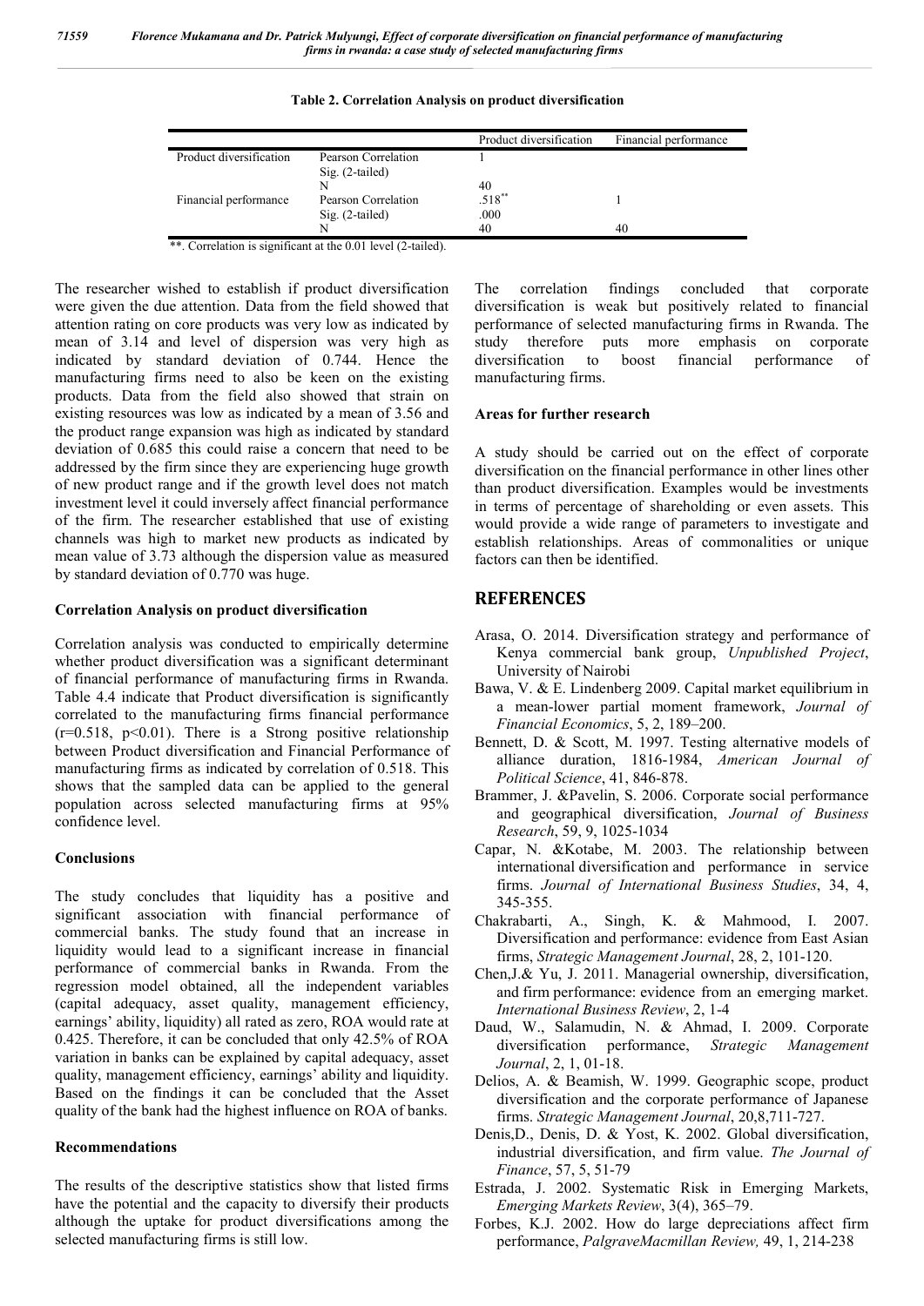**Table 2. Correlation Analysis on product diversification**

| | | Product diversification | Financial performance |
|---|---|---|---|
| Product diversification | Pearson Correlation | 1 | |
| | Sig. (2-tailed) | | |
| | N | 40 | |
| Financial performance | Pearson Correlation | .518** | 1 |
| | Sig. (2-tailed) | .000 | |
| | N | 40 | 40 |

**. Correlation is significant at the 0.01 level (2-tailed).

The researcher wished to establish if product diversification were given the due attention. Data from the field showed that attention rating on core products was very low as indicated by mean of 3.14 and level of dispersion was very high as indicated by standard deviation of 0.744. Hence the manufacturing firms need to also be keen on the existing products. Data from the field also showed that strain on existing resources was low as indicated by a mean of 3.56 and the product range expansion was high as indicated by standard deviation of 0.685 this could raise a concern that need to be addressed by the firm since they are experiencing huge growth of new product range and if the growth level does not match investment level it could inversely affect financial performance of the firm. The researcher established that use of existing channels was high to market new products as indicated by mean value of 3.73 although the dispersion value as measured by standard deviation of 0.770 was huge.

### Correlation Analysis on product diversification

Correlation analysis was conducted to empirically determine whether product diversification was a significant determinant of financial performance of manufacturing firms in Rwanda. Table 4.4 indicate that Product diversification is significantly correlated to the manufacturing firms financial performance ($r=0.518$, $p<0.01$). There is a Strong positive relationship between Product diversification and Financial Performance of manufacturing firms as indicated by correlation of 0.518. This shows that the sampled data can be applied to the general population across selected manufacturing firms at 95% confidence level.

### Conclusions

The study concludes that liquidity has a positive and significant association with financial performance of commercial banks. The study found that an increase in liquidity would lead to a significant increase in financial performance of commercial banks in Rwanda. From the regression model obtained, all the independent variables (capital adequacy, asset quality, management efficiency, earnings' ability, liquidity) all rated as zero, ROA would rate at 0.425. Therefore, it can be concluded that only 42.5% of ROA variation in banks can be explained by capital adequacy, asset quality, management efficiency, earnings' ability and liquidity. Based on the findings it can be concluded that the Asset quality of the bank had the highest influence on ROA of banks.

### Recommendations

The results of the descriptive statistics show that listed firms have the potential and the capacity to diversify their products although the uptake for product diversifications among the selected manufacturing firms is still low.

The correlation findings concluded that corporate diversification is weak but positively related to financial performance of selected manufacturing firms in Rwanda. The study therefore puts more emphasis on corporate diversification to boost financial performance of manufacturing firms.

### Areas for further research

A study should be carried out on the effect of corporate diversification on the financial performance in other lines other than product diversification. Examples would be investments in terms of percentage of shareholding or even assets. This would provide a wide range of parameters to investigate and establish relationships. Areas of commonalities or unique factors can then be identified.

## REFERENCES

- Arasa, O. 2014. Diversification strategy and performance of Kenya commercial bank group, *Unpublished Project*, University of Nairobi
- Bawa, V. & E. Lindenberg 2009. Capital market equilibrium in a mean-lower partial moment framework, *Journal of Financial Economics*, 5, 2, 189–200.
- Bennett, D. & Scott, M. 1997. Testing alternative models of alliance duration, 1816-1984, *American Journal of Political Science*, 41, 846-878.
- Brammer, J. &Pavelin, S. 2006. Corporate social performance and geographical diversification, *Journal of Business Research*, 59, 9, 1025-1034
- Capar, N. &Kotabe, M. 2003. The relationship between international diversification and performance in service firms. *Journal of International Business Studies*, 34, 4, 345-355.
- Chakrabarti, A., Singh, K. & Mahmood, I. 2007. Diversification and performance: evidence from East Asian firms, *Strategic Management Journal*, 28, 2, 101-120.
- Chen,J.& Yu, J. 2011. Managerial ownership, diversification, and firm performance: evidence from an emerging market. *International Business Review*, 2, 1-4
- Daud, W., Salamudin, N. & Ahmad, I. 2009. Corporate diversification performance, *Strategic Management Journal*, 2, 1, 01-18.
- Delios, A. & Beamish, W. 1999. Geographic scope, product diversification and the corporate performance of Japanese firms. *Strategic Management Journal*, 20,8,711-727.
- Denis,D., Denis, D. & Yost, K. 2002. Global diversification, industrial diversification, and firm value. *The Journal of Finance*, 57, 5, 51-79
- Estrada, J. 2002. Systematic Risk in Emerging Markets, *Emerging Markets Review*, 3(4), 365–79.
- Forbes, K.J. 2002. How do large depreciations affect firm performance, *PalgraveMacmillan Review,* 49, 1, 214-238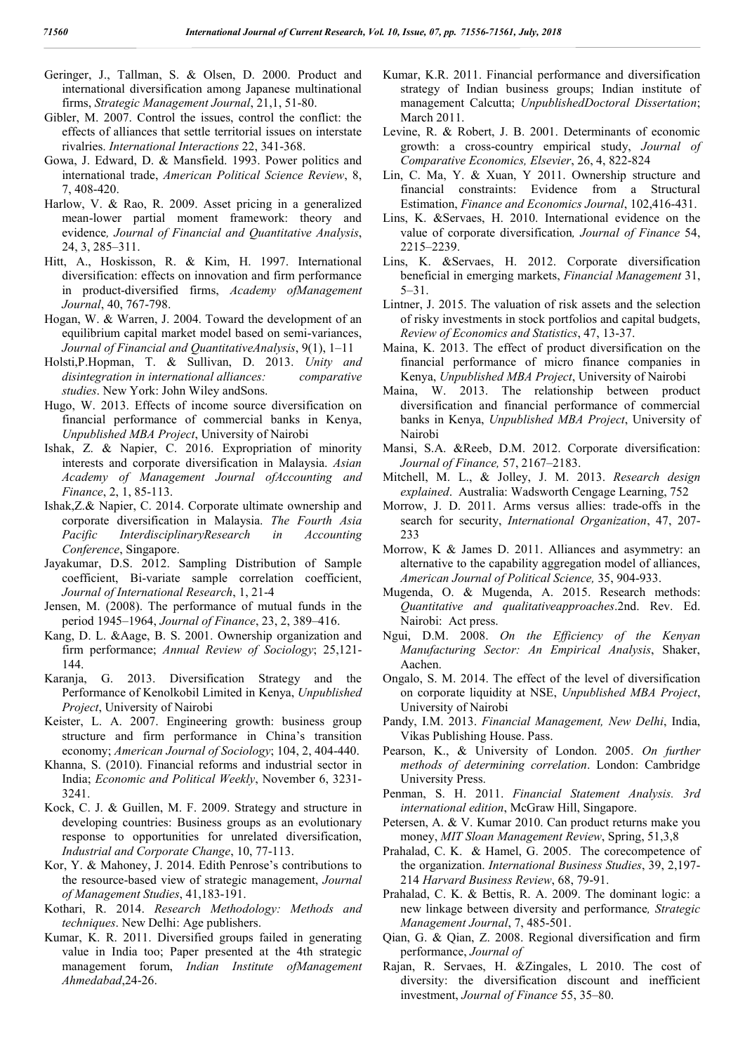Geringer, J., Tallman, S. & Olsen, D. 2000. Product and international diversification among Japanese multinational firms, *Strategic Management Journal*, 21,1, 51-80.

Gibler, M. 2007. Control the issues, control the conflict: the effects of alliances that settle territorial issues on interstate rivalries. *International Interactions* 22, 341-368.

Gowa, J. Edward, D. & Mansfield. 1993. Power politics and international trade, *American Political Science Review*, 8, 7, 408-420.

Harlow, V. & Rao, R. 2009. Asset pricing in a generalized mean-lower partial moment framework: theory and evidence*, Journal of Financial and Quantitative Analysis*, 24, 3, 285–311.

Hitt, A., Hoskisson, R. & Kim, H. 1997. International diversification: effects on innovation and firm performance in product-diversified firms, *Academy ofManagement Journal*, 40, 767-798.

Hogan, W. & Warren, J. 2004. Toward the development of an equilibrium capital market model based on semi-variances, *Journal of Financial and QuantitativeAnalysis*, 9(1), 1–11

Holsti,P.Hopman, T. & Sullivan, D. 2013. *Unity and disintegration in international alliances: comparative studies*. New York: John Wiley andSons.

Hugo, W. 2013. Effects of income source diversification on financial performance of commercial banks in Kenya, *Unpublished MBA Project*, University of Nairobi

Ishak, Z. & Napier, C. 2016. Expropriation of minority interests and corporate diversification in Malaysia. *Asian Academy of Management Journal ofAccounting and Finance*, 2, 1, 85-113.

Ishak,Z.& Napier, C. 2014. Corporate ultimate ownership and corporate diversification in Malaysia. *The Fourth Asia Pacific InterdisciplinaryResearch in Accounting Conference*, Singapore.

Jayakumar, D.S. 2012. Sampling Distribution of Sample coefficient, Bi-variate sample correlation coefficient, *Journal of International Research*, 1, 21-4

Jensen, M. (2008). The performance of mutual funds in the period 1945–1964, *Journal of Finance*, 23, 2, 389–416.

Kang, D. L. &Aage, B. S. 2001. Ownership organization and firm performance; *Annual Review of Sociology*; 25,121-144.

Karanja, G. 2013. Diversification Strategy and the Performance of Kenolkobil Limited in Kenya, *Unpublished Project*, University of Nairobi

Keister, L. A. 2007. Engineering growth: business group structure and firm performance in China's transition economy; *American Journal of Sociology*; 104, 2, 404-440.

Khanna, S. (2010). Financial reforms and industrial sector in India; *Economic and Political Weekly*, November 6, 3231-3241.

Kock, C. J. & Guillen, M. F. 2009. Strategy and structure in developing countries: Business groups as an evolutionary response to opportunities for unrelated diversification, *Industrial and Corporate Change*, 10, 77-113.

Kor, Y. & Mahoney, J. 2014. Edith Penrose's contributions to the resource-based view of strategic management, *Journal of Management Studies*, 41,183-191.

Kothari, R. 2014. *Research Methodology: Methods and techniques*. New Delhi: Age publishers.

Kumar, K. R. 2011. Diversified groups failed in generating value in India too; Paper presented at the 4th strategic management forum, *Indian Institute ofManagement Ahmedabad*,24-26.

Kumar, K.R. 2011. Financial performance and diversification strategy of Indian business groups; Indian institute of management Calcutta; *UnpublishedDoctoral Dissertation*; March 2011.

Levine, R. & Robert, J. B. 2001. Determinants of economic growth: a cross-country empirical study, *Journal of Comparative Economics, Elsevier*, 26, 4, 822-824

Lin, C. Ma, Y. & Xuan, Y 2011. Ownership structure and financial constraints: Evidence from a Structural Estimation, *Finance and Economics Journal*, 102,416-431.

Lins, K. &Servaes, H. 2010. International evidence on the value of corporate diversification*, Journal of Finance* 54, 2215–2239.

Lins, K. &Servaes, H. 2012. Corporate diversification beneficial in emerging markets, *Financial Management* 31, 5–31.

Lintner, J. 2015. The valuation of risk assets and the selection of risky investments in stock portfolios and capital budgets, *Review of Economics and Statistics*, 47, 13-37.

Maina, K. 2013. The effect of product diversification on the financial performance of micro finance companies in Kenya, *Unpublished MBA Project*, University of Nairobi

Maina, W. 2013. The relationship between product diversification and financial performance of commercial banks in Kenya, *Unpublished MBA Project*, University of Nairobi

Mansi, S.A. &Reeb, D.M. 2012. Corporate diversification: *Journal of Finance,* 57, 2167–2183.

Mitchell, M. L., & Jolley, J. M. 2013. *Research design explained*. Australia: Wadsworth Cengage Learning, 752

Morrow, J. D. 2011. Arms versus allies: trade-offs in the search for security, *International Organization*, 47, 207-233

Morrow, K & James D. 2011. Alliances and asymmetry: an alternative to the capability aggregation model of alliances, *American Journal of Political Science,* 35, 904-933.

Mugenda, O. & Mugenda, A. 2015. Research methods: *Quantitative and qualitativeapproaches*.2nd. Rev. Ed. Nairobi: Act press.

Ngui, D.M. 2008. *On the Efficiency of the Kenyan Manufacturing Sector: An Empirical Analysis*, Shaker, Aachen.

Ongalo, S. M. 2014. The effect of the level of diversification on corporate liquidity at NSE, *Unpublished MBA Project*, University of Nairobi

Pandy, I.M. 2013. *Financial Management, New Delhi*, India, Vikas Publishing House. Pass.

Pearson, K., & University of London. 2005. *On further methods of determining correlation*. London: Cambridge University Press.

Penman, S. H. 2011. *Financial Statement Analysis. 3rd international edition*, McGraw Hill, Singapore.

Petersen, A. & V. Kumar 2010. Can product returns make you money, *MIT Sloan Management Review*, Spring, 51,3,8

Prahalad, C. K. & Hamel, G. 2005. The corecompetence of the organization. *International Business Studies*, 39, 2,197-214 *Harvard Business Review*, 68, 79-91.

Prahalad, C. K. & Bettis, R. A. 2009. The dominant logic: a new linkage between diversity and performance*, Strategic Management Journal*, 7, 485-501.

Qian, G. & Qian, Z. 2008. Regional diversification and firm performance, *Journal of*

Rajan, R. Servaes, H. &Zingales, L 2010. The cost of diversity: the diversification discount and inefficient investment, *Journal of Finance* 55, 35–80.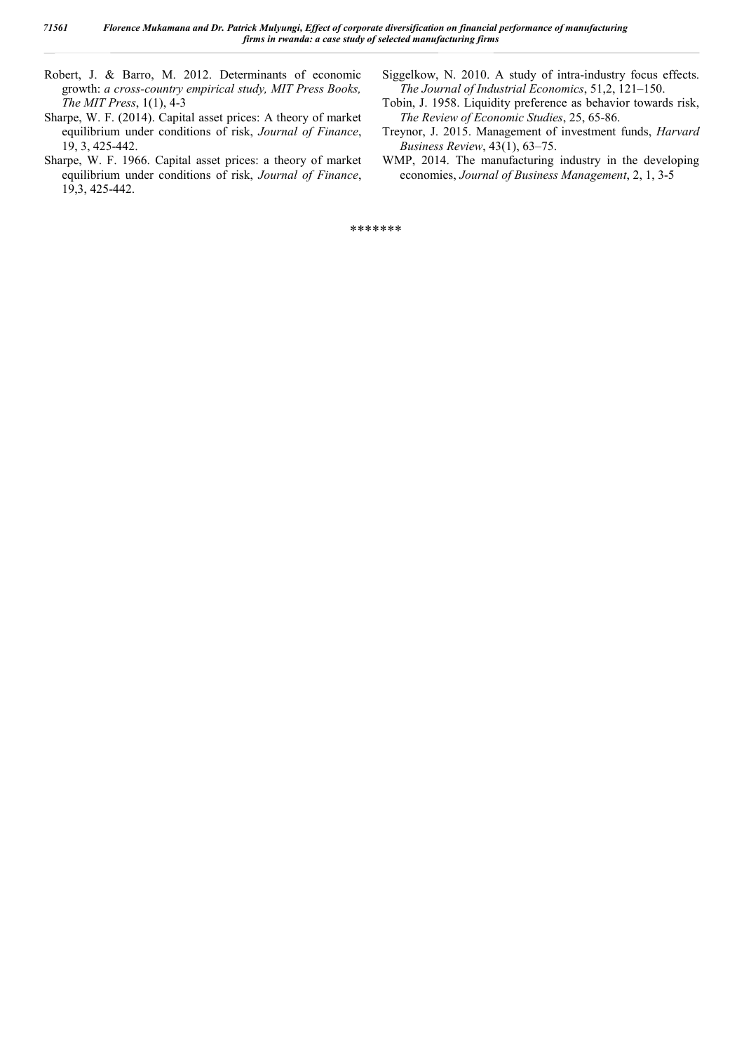Robert, J. & Barro, M. 2012. Determinants of economic growth: *a cross-country empirical study, MIT Press Books, The MIT Press*, 1(1), 4-3

Sharpe, W. F. (2014). Capital asset prices: A theory of market equilibrium under conditions of risk, *Journal of Finance*, 19, 3, 425-442.

Sharpe, W. F. 1966. Capital asset prices: a theory of market equilibrium under conditions of risk, *Journal of Finance*, 19,3, 425-442.

Siggelkow, N. 2010. A study of intra-industry focus effects. *The Journal of Industrial Economics*, 51,2, 121–150.

Tobin, J. 1958. Liquidity preference as behavior towards risk, *The Review of Economic Studies*, 25, 65-86.

Treynor, J. 2015. Management of investment funds, *Harvard Business Review*, 43(1), 63–75.

WMP, 2014. The manufacturing industry in the developing economies, *Journal of Business Management*, 2, 1, 3-5

\*\*\*\*\*\*\*